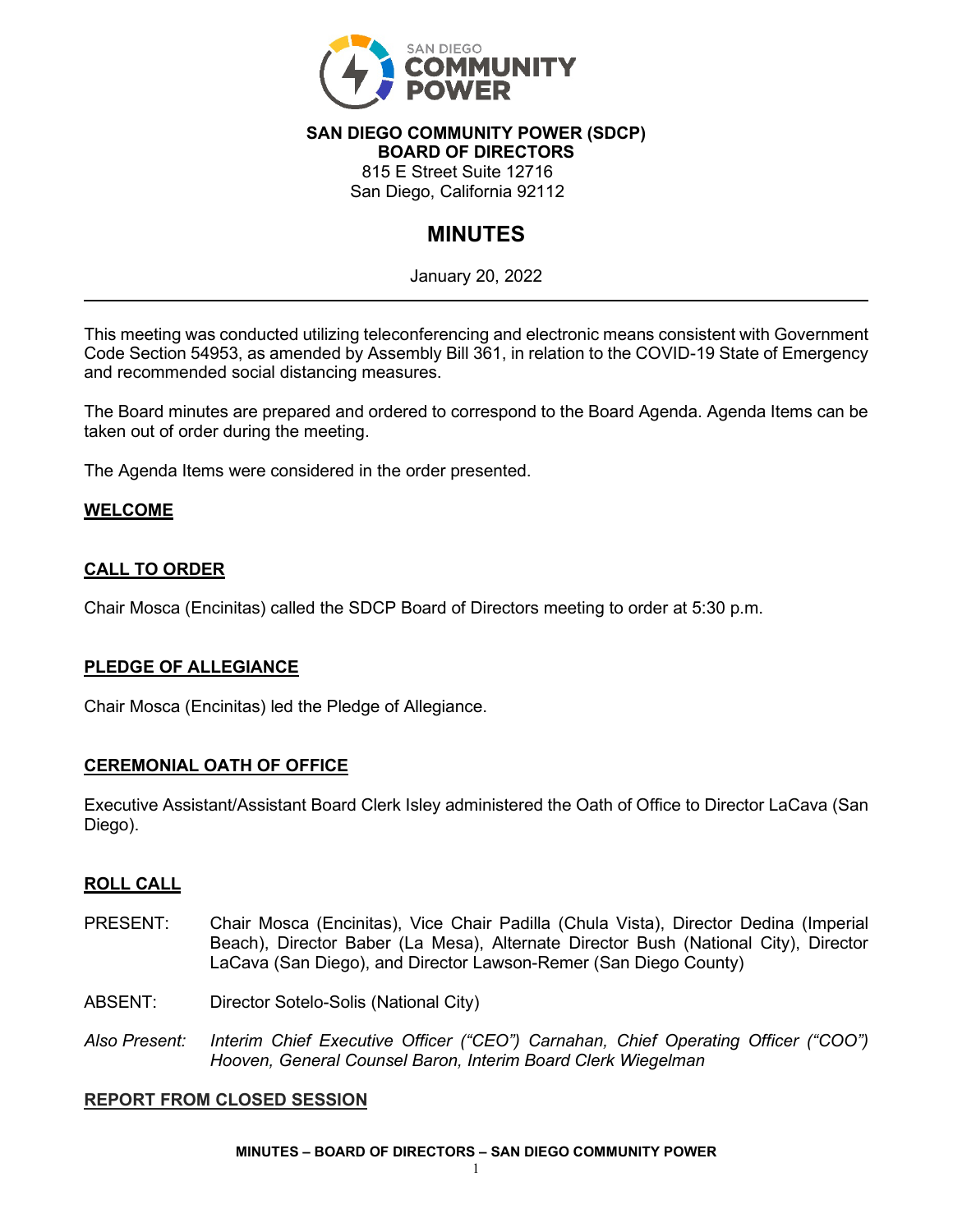SAN DIEGO COMMUNITY POWER

**SAN DIEGO COMMUNITY POWER (SDCP)**
**BOARD OF DIRECTORS**
815 E Street Suite 12716
San Diego, California 92112

# MINUTES

January 20, 2022

---

This meeting was conducted utilizing teleconferencing and electronic means consistent with Government Code Section 54953, as amended by Assembly Bill 361, in relation to the COVID-19 State of Emergency and recommended social distancing measures.

The Board minutes are prepared and ordered to correspond to the Board Agenda. Agenda Items can be taken out of order during the meeting.

The Agenda Items were considered in the order presented.

## WELCOME

## CALL TO ORDER

Chair Mosca (Encinitas) called the SDCP Board of Directors meeting to order at 5:30 p.m.

## PLEDGE OF ALLEGIANCE

Chair Mosca (Encinitas) led the Pledge of Allegiance.

## CEREMONIAL OATH OF OFFICE

Executive Assistant/Assistant Board Clerk Isley administered the Oath of Office to Director LaCava (San Diego).

## ROLL CALL

PRESENT: Chair Mosca (Encinitas), Vice Chair Padilla (Chula Vista), Director Dedina (Imperial Beach), Director Baber (La Mesa), Alternate Director Bush (National City), Director LaCava (San Diego), and Director Lawson-Remer (San Diego County)

ABSENT: Director Sotelo-Solis (National City)

*Also Present: Interim Chief Executive Officer ("CEO") Carnahan, Chief Operating Officer ("COO") Hooven, General Counsel Baron, Interim Board Clerk Wiegelman*

## REPORT FROM CLOSED SESSION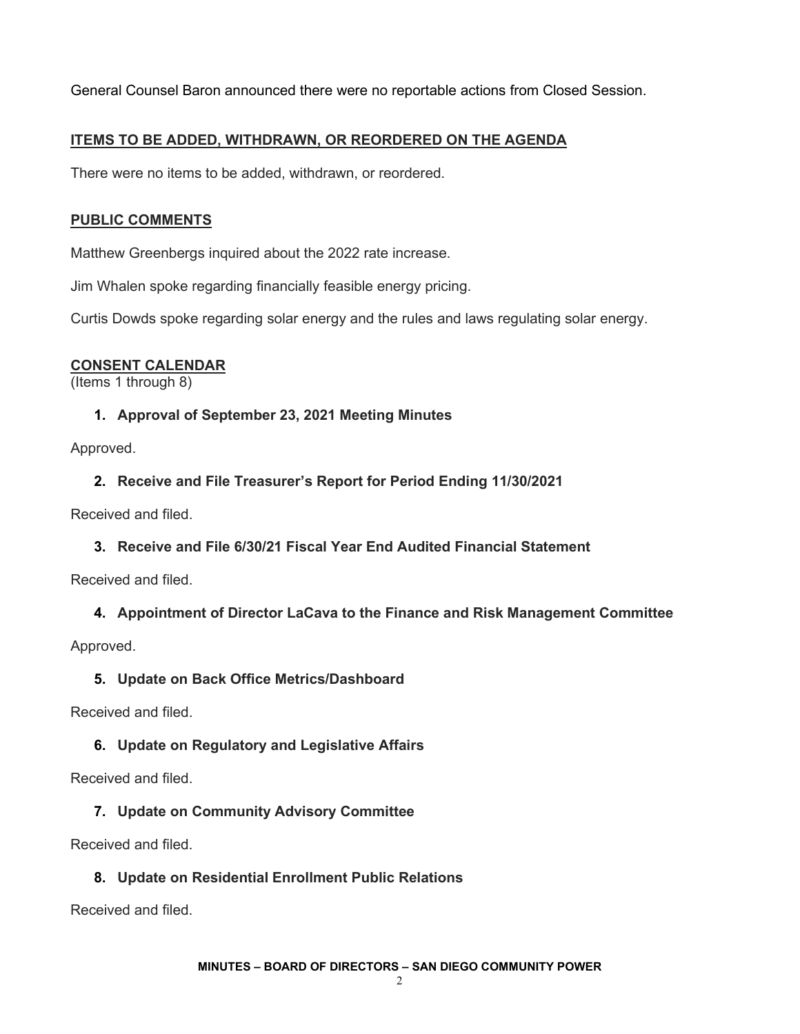General Counsel Baron announced there were no reportable actions from Closed Session.

## ITEMS TO BE ADDED, WITHDRAWN, OR REORDERED ON THE AGENDA

There were no items to be added, withdrawn, or reordered.

## PUBLIC COMMENTS

Matthew Greenbergs inquired about the 2022 rate increase.

Jim Whalen spoke regarding financially feasible energy pricing.

Curtis Dowds spoke regarding solar energy and the rules and laws regulating solar energy.

## CONSENT CALENDAR

(Items 1 through 8)

### 1. Approval of September 23, 2021 Meeting Minutes

Approved.

### 2. Receive and File Treasurer's Report for Period Ending 11/30/2021

Received and filed.

### 3. Receive and File 6/30/21 Fiscal Year End Audited Financial Statement

Received and filed.

### 4. Appointment of Director LaCava to the Finance and Risk Management Committee

Approved.

### 5. Update on Back Office Metrics/Dashboard

Received and filed.

### 6. Update on Regulatory and Legislative Affairs

Received and filed.

### 7. Update on Community Advisory Committee

Received and filed.

### 8. Update on Residential Enrollment Public Relations

Received and filed.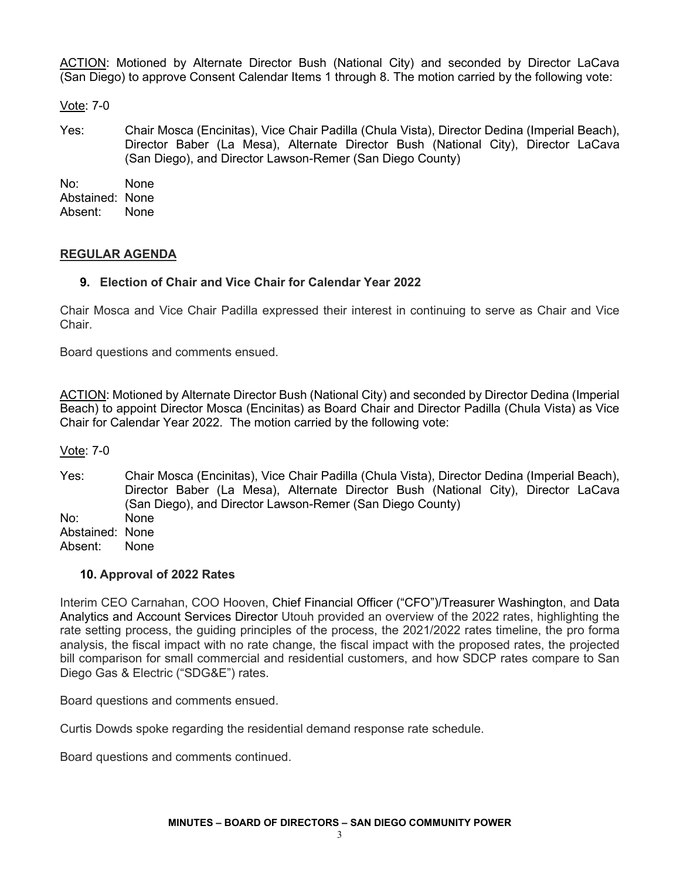ACTION: Motioned by Alternate Director Bush (National City) and seconded by Director LaCava (San Diego) to approve Consent Calendar Items 1 through 8. The motion carried by the following vote:

Vote: 7-0

Yes: Chair Mosca (Encinitas), Vice Chair Padilla (Chula Vista), Director Dedina (Imperial Beach), Director Baber (La Mesa), Alternate Director Bush (National City), Director LaCava (San Diego), and Director Lawson-Remer (San Diego County)

No: None
Abstained: None
Absent: None

## REGULAR AGENDA

### 9. Election of Chair and Vice Chair for Calendar Year 2022

Chair Mosca and Vice Chair Padilla expressed their interest in continuing to serve as Chair and Vice Chair.

Board questions and comments ensued.

ACTION: Motioned by Alternate Director Bush (National City) and seconded by Director Dedina (Imperial Beach) to appoint Director Mosca (Encinitas) as Board Chair and Director Padilla (Chula Vista) as Vice Chair for Calendar Year 2022. The motion carried by the following vote:

Vote: 7-0

Yes: Chair Mosca (Encinitas), Vice Chair Padilla (Chula Vista), Director Dedina (Imperial Beach), Director Baber (La Mesa), Alternate Director Bush (National City), Director LaCava (San Diego), and Director Lawson-Remer (San Diego County)
No: None
Abstained: None
Absent: None

### 10. Approval of 2022 Rates

Interim CEO Carnahan, COO Hooven, Chief Financial Officer ("CFO")/Treasurer Washington, and Data Analytics and Account Services Director Utouh provided an overview of the 2022 rates, highlighting the rate setting process, the guiding principles of the process, the 2021/2022 rates timeline, the pro forma analysis, the fiscal impact with no rate change, the fiscal impact with the proposed rates, the projected bill comparison for small commercial and residential customers, and how SDCP rates compare to San Diego Gas & Electric ("SDG&E") rates.

Board questions and comments ensued.

Curtis Dowds spoke regarding the residential demand response rate schedule.

Board questions and comments continued.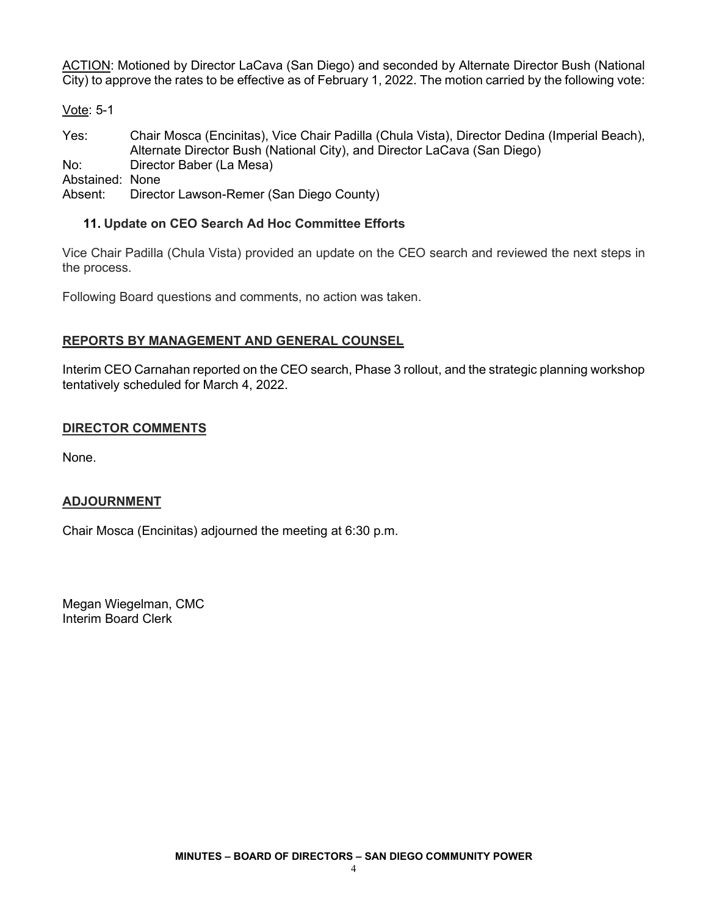ACTION: Motioned by Director LaCava (San Diego) and seconded by Alternate Director Bush (National City) to approve the rates to be effective as of February 1, 2022. The motion carried by the following vote:

Vote: 5-1

Yes: Chair Mosca (Encinitas), Vice Chair Padilla (Chula Vista), Director Dedina (Imperial Beach), Alternate Director Bush (National City), and Director LaCava (San Diego)
No: Director Baber (La Mesa)
Abstained: None
Absent: Director Lawson-Remer (San Diego County)

**11. Update on CEO Search Ad Hoc Committee Efforts**

Vice Chair Padilla (Chula Vista) provided an update on the CEO search and reviewed the next steps in the process.

Following Board questions and comments, no action was taken.

## REPORTS BY MANAGEMENT AND GENERAL COUNSEL

Interim CEO Carnahan reported on the CEO search, Phase 3 rollout, and the strategic planning workshop tentatively scheduled for March 4, 2022.

## DIRECTOR COMMENTS

None.

## ADJOURNMENT

Chair Mosca (Encinitas) adjourned the meeting at 6:30 p.m.

Megan Wiegelman, CMC
Interim Board Clerk